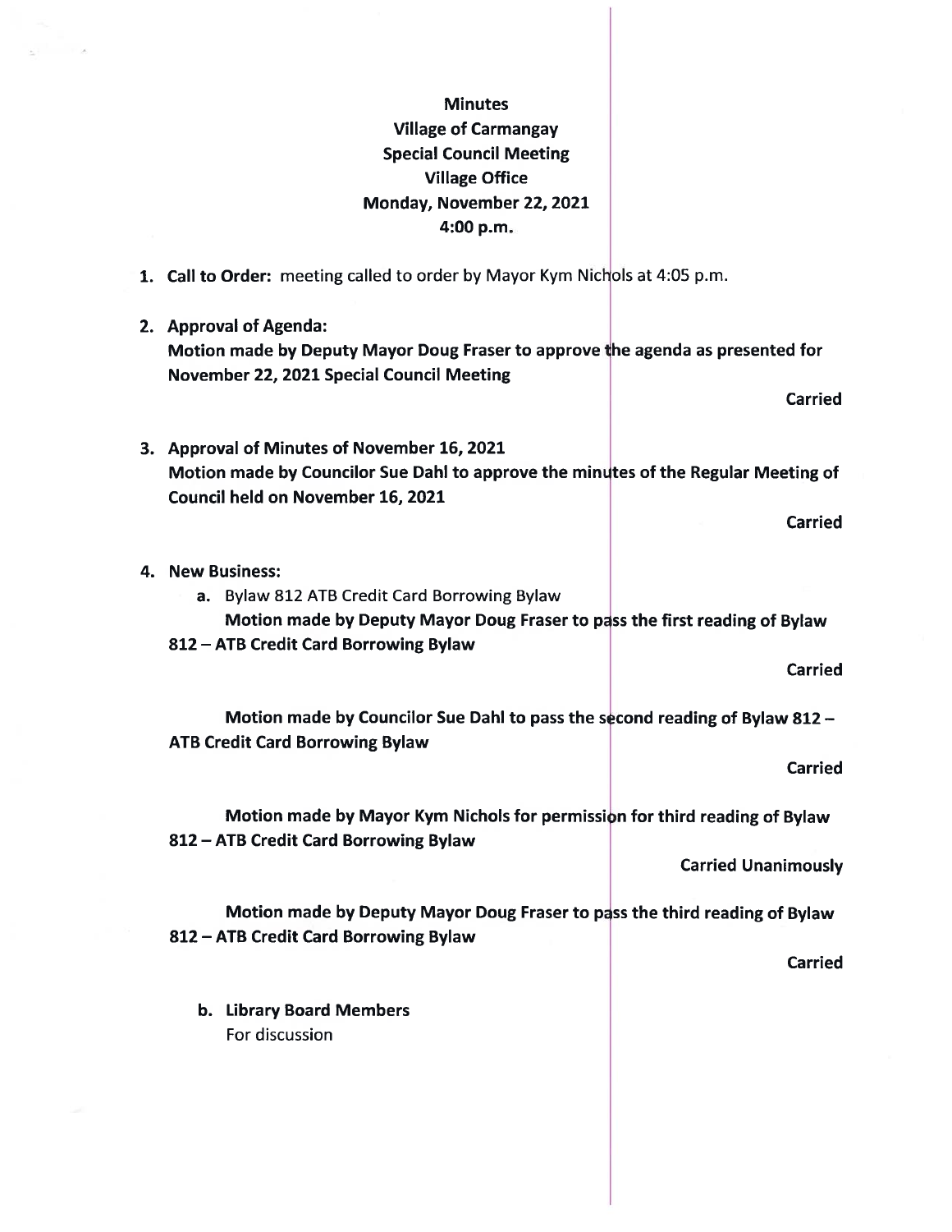**Minutes**
**Village of Carmangay**
**Special Council Meeting**
**Village Office**
**Monday, November 22, 2021**
**4:00 p.m.**

1. **Call to Order:** meeting called to order by Mayor Kym Nichols at 4:05 p.m.

2. **Approval of Agenda:**
   **Motion made by Deputy Mayor Doug Fraser to approve the agenda as presented for November 22, 2021 Special Council Meeting**

   **Carried**

3. **Approval of Minutes of November 16, 2021**
   **Motion made by Councilor Sue Dahl to approve the minutes of the Regular Meeting of Council held on November 16, 2021**

   **Carried**

4. **New Business:**
   a. Bylaw 812 ATB Credit Card Borrowing Bylaw
      **Motion made by Deputy Mayor Doug Fraser to pass the first reading of Bylaw 812 – ATB Credit Card Borrowing Bylaw**

      **Carried**

      **Motion made by Councilor Sue Dahl to pass the second reading of Bylaw 812 – ATB Credit Card Borrowing Bylaw**

      **Carried**

      **Motion made by Mayor Kym Nichols for permission for third reading of Bylaw 812 – ATB Credit Card Borrowing Bylaw**

      **Carried Unanimously**

      **Motion made by Deputy Mayor Doug Fraser to pass the third reading of Bylaw 812 – ATB Credit Card Borrowing Bylaw**

      **Carried**

   b. **Library Board Members**
      For discussion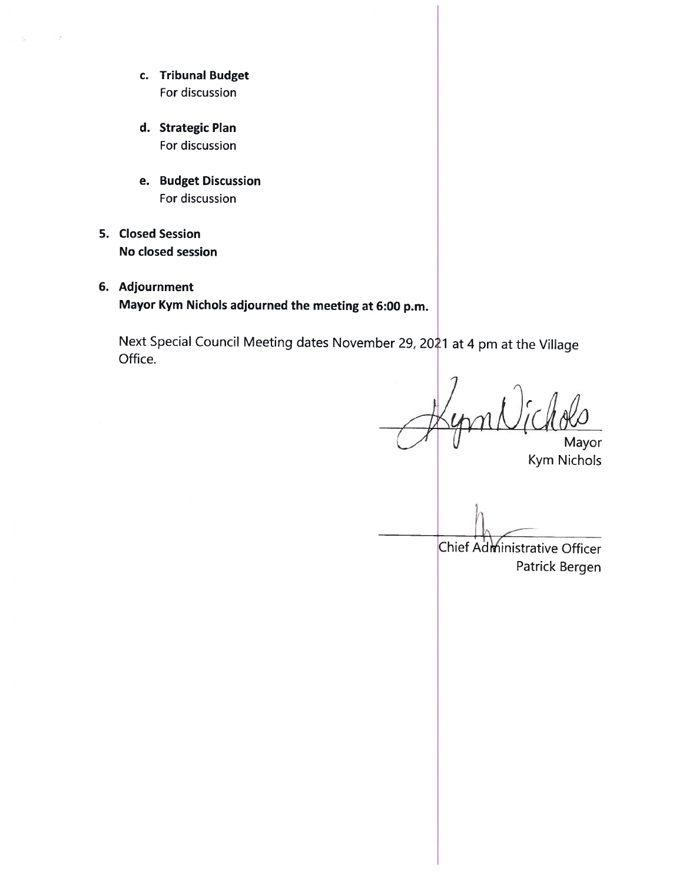c. **Tribunal Budget**
   For discussion

d. **Strategic Plan**
   For discussion

e. **Budget Discussion**
   For discussion

5. **Closed Session**
   **No closed session**

6. **Adjournment**
   **Mayor Kym Nichols adjourned the meeting at 6:00 p.m.**

   Next Special Council Meeting dates November 29, 2021 at 4 pm at the Village Office.

Mayor
Kym Nichols

Chief Administrative Officer
Patrick Bergen